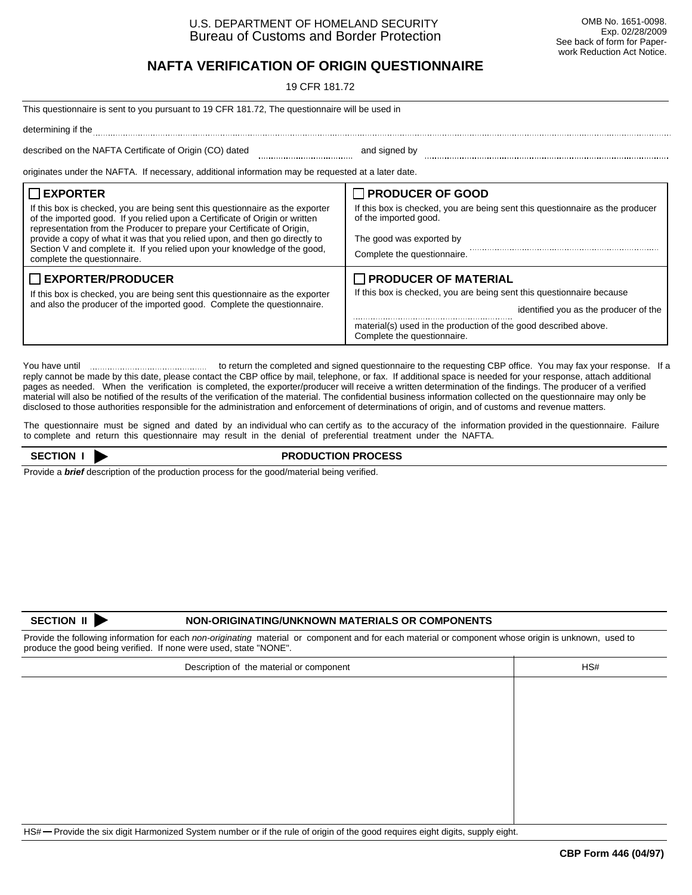U.S. DEPARTMENT OF HOMELAND SECURITY
Bureau of Customs and Border Protection

OMB No. 1651-0098.
Exp. 02/28/2009
See back of form for Paperwork Reduction Act Notice.

# NAFTA VERIFICATION OF ORIGIN QUESTIONNAIRE

19 CFR 181.72

This questionnaire is sent to you pursuant to 19 CFR 181.72, The questionnaire will be used in

determining if the ..............................................................................................................................

described on the NAFTA Certificate of Origin (CO) dated .............................. and signed by ..............................................................

originates under the NAFTA. If necessary, additional information may be requested at a later date.

| | |
|---|---|
| ☐ **EXPORTER**<br>If this box is checked, you are being sent this questionnaire as the exporter of the imported good. If you relied upon a Certificate of Origin or written representation from the Producer to prepare your Certificate of Origin, provide a copy of what it was that you relied upon, and then go directly to Section V and complete it. If you relied upon your knowledge of the good, complete the questionnaire. | ☐ **PRODUCER OF GOOD**<br>If this box is checked, you are being sent this questionnaire as the producer of the imported good.<br>The good was exported by ..............................................<br>Complete the questionnaire. |
| ☐ **EXPORTER/PRODUCER**<br>If this box is checked, you are being sent this questionnaire as the exporter and also the producer of the imported good. Complete the questionnaire. | ☐ **PRODUCER OF MATERIAL**<br>If this box is checked, you are being sent this questionnaire because<br>.............................................. identified you as the producer of the material(s) used in the production of the good described above.<br>Complete the questionnaire. |

You have until .............................. to return the completed and signed questionnaire to the requesting CBP office. You may fax your response. If a reply cannot be made by this date, please contact the CBP office by mail, telephone, or fax. If additional space is needed for your response, attach additional pages as needed. When the verification is completed, the exporter/producer will receive a written determination of the findings. The producer of a verified material will also be notified of the results of the verification of the material. The confidential business information collected on the questionnaire may only be disclosed to those authorities responsible for the administration and enforcement of determinations of origin, and of customs and revenue matters.

The questionnaire must be signed and dated by an individual who can certify as to the accuracy of the information provided in the questionnaire. Failure to complete and return this questionnaire may result in the denial of preferential treatment under the NAFTA.

## SECTION I ▶ PRODUCTION PROCESS

Provide a ***brief*** description of the production process for the good/material being verified.

## SECTION II ▶ NON-ORIGINATING/UNKNOWN MATERIALS OR COMPONENTS

Provide the following information for each *non-originating* material or component and for each material or component whose origin is unknown, used to produce the good being verified. If none were used, state "NONE".

| Description of the material or component | HS# |
|---|---|
| | |

HS# — Provide the six digit Harmonized System number or if the rule of origin of the good requires eight digits, supply eight.

**CBP Form 446 (04/97)**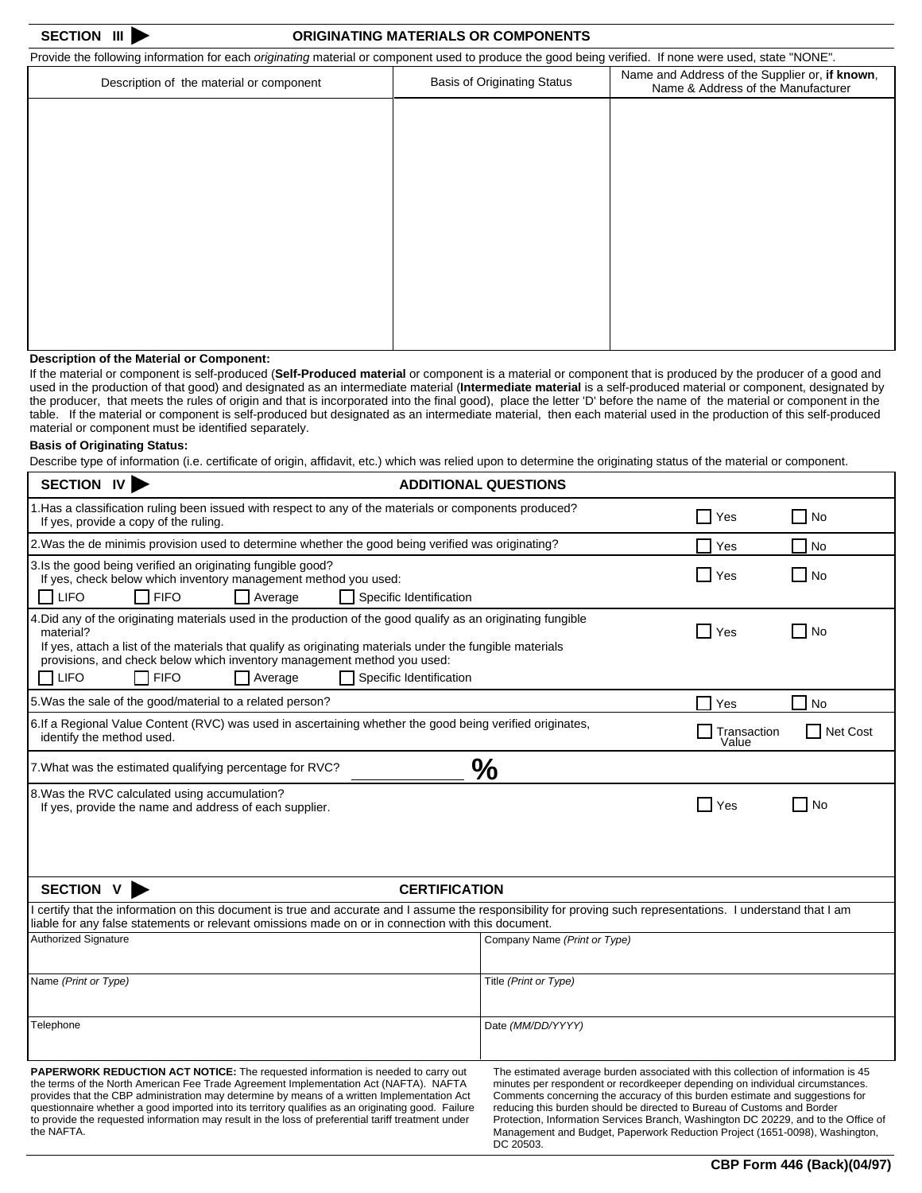## SECTION III — ORIGINATING MATERIALS OR COMPONENTS

Provide the following information for each *originating* material or component used to produce the good being verified. If none were used, state "NONE".

| Description of the material or component | Basis of Originating Status | Name and Address of the Supplier or, **if known**, Name & Address of the Manufacturer |
| --- | --- | --- |
| | | |

**Description of the Material or Component:**

If the material or component is self-produced (**Self-Produced material** or component is a material or component that is produced by the producer of a good and used in the production of that good) and designated as an intermediate material (**Intermediate material** is a self-produced material or component, designated by the producer, that meets the rules of origin and that is incorporated into the final good), place the letter 'D' before the name of the material or component in the table. If the material or component is self-produced but designated as an intermediate material, then each material used in the production of this self-produced material or component must be identified separately.

**Basis of Originating Status:**

Describe type of information (i.e. certificate of origin, affidavit, etc.) which was relied upon to determine the originating status of the material or component.

## SECTION IV — ADDITIONAL QUESTIONS

| | | |
| --- | --- | --- |
| 1. Has a classification ruling been issued with respect to any of the materials or components produced? If yes, provide a copy of the ruling. | ☐ Yes | ☐ No |
| 2. Was the de minimis provision used to determine whether the good being verified was originating? | ☐ Yes | ☐ No |
| 3. Is the good being verified an originating fungible good? If yes, check below which inventory management method you used: ☐ LIFO ☐ FIFO ☐ Average ☐ Specific Identification | ☐ Yes | ☐ No |
| 4. Did any of the originating materials used in the production of the good qualify as an originating fungible material? If yes, attach a list of the materials that qualify as originating materials under the fungible materials provisions, and check below which inventory management method you used: ☐ LIFO ☐ FIFO ☐ Average ☐ Specific Identification | ☐ Yes | ☐ No |
| 5. Was the sale of the good/material to a related person? | ☐ Yes | ☐ No |
| 6. If a Regional Value Content (RVC) was used in ascertaining whether the good being verified originates, identify the method used. | ☐ Transaction Value | ☐ Net Cost |
| 7. What was the estimated qualifying percentage for RVC? ____________ % | | |
| 8. Was the RVC calculated using accumulation? If yes, provide the name and address of each supplier. | ☐ Yes | ☐ No |

## SECTION V — CERTIFICATION

I certify that the information on this document is true and accurate and I assume the responsibility for proving such representations. I understand that I am liable for any false statements or relevant omissions made on or in connection with this document.

| | |
| --- | --- |
| Authorized Signature | Company Name *(Print or Type)* |
| Name *(Print or Type)* | Title *(Print or Type)* |
| Telephone | Date *(MM/DD/YYYY)* |

**PAPERWORK REDUCTION ACT NOTICE:** The requested information is needed to carry out the terms of the North American Fee Trade Agreement Implementation Act (NAFTA). NAFTA provides that the CBP administration may determine by means of a written Implementation Act questionnaire whether a good imported into its territory qualifies as an originating good. Failure to provide the requested information may result in the loss of preferential tariff treatment under the NAFTA.

The estimated average burden associated with this collection of information is 45 minutes per respondent or recordkeeper depending on individual circumstances. Comments concerning the accuracy of this burden estimate and suggestions for reducing this burden should be directed to Bureau of Customs and Border Protection, Information Services Branch, Washington DC 20229, and to the Office of Management and Budget, Paperwork Reduction Project (1651-0098), Washington, DC 20503.

**CBP Form 446 (Back)(04/97)**